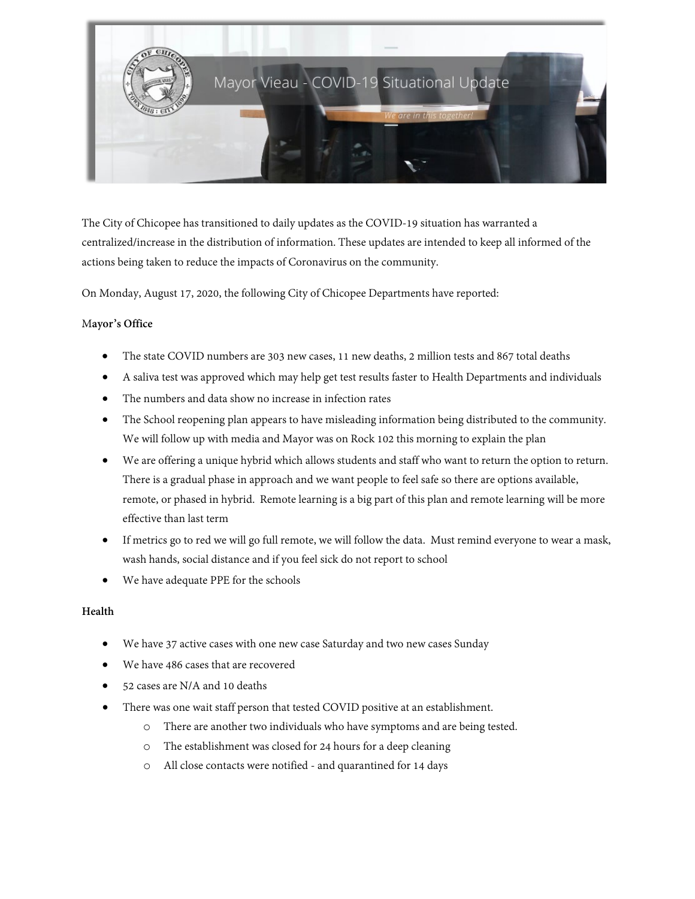# Mayor Vieau - COVID-19 Situational Update

*We are in this together!*

The City of Chicopee has transitioned to daily updates as the COVID-19 situation has warranted a centralized/increase in the distribution of information. These updates are intended to keep all informed of the actions being taken to reduce the impacts of Coronavirus on the community.

On Monday, August 17, 2020, the following City of Chicopee Departments have reported:

**Mayor's Office**

- The state COVID numbers are 303 new cases, 11 new deaths, 2 million tests and 867 total deaths
- A saliva test was approved which may help get test results faster to Health Departments and individuals
- The numbers and data show no increase in infection rates
- The School reopening plan appears to have misleading information being distributed to the community. We will follow up with media and Mayor was on Rock 102 this morning to explain the plan
- We are offering a unique hybrid which allows students and staff who want to return the option to return. There is a gradual phase in approach and we want people to feel safe so there are options available, remote, or phased in hybrid. Remote learning is a big part of this plan and remote learning will be more effective than last term
- If metrics go to red we will go full remote, we will follow the data. Must remind everyone to wear a mask, wash hands, social distance and if you feel sick do not report to school
- We have adequate PPE for the schools

**Health**

- We have 37 active cases with one new case Saturday and two new cases Sunday
- We have 486 cases that are recovered
- 52 cases are N/A and 10 deaths
- There was one wait staff person that tested COVID positive at an establishment.
  - There are another two individuals who have symptoms and are being tested.
  - The establishment was closed for 24 hours for a deep cleaning
  - All close contacts were notified - and quarantined for 14 days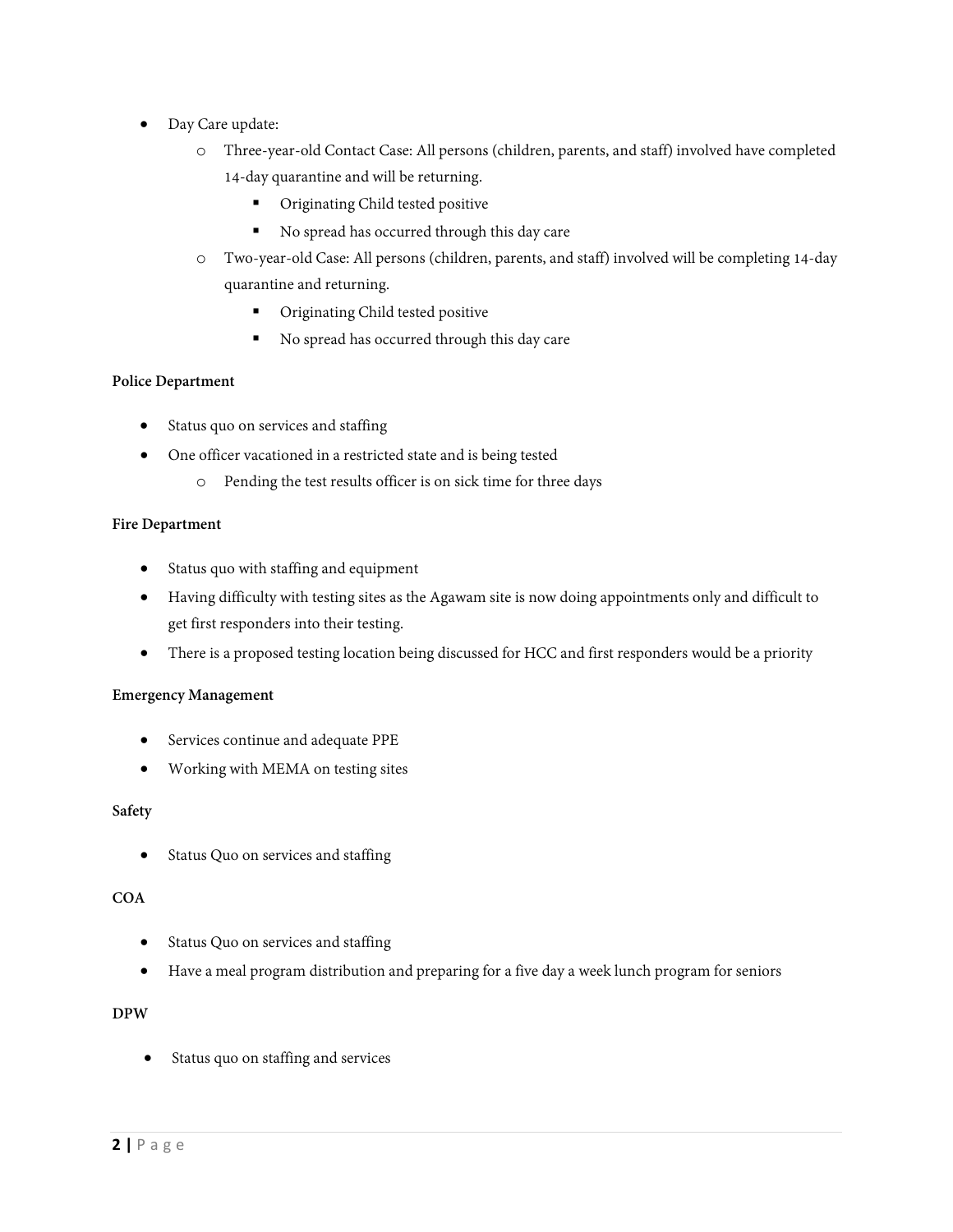- Day Care update:
    - Three-year-old Contact Case: All persons (children, parents, and staff) involved have completed 14-day quarantine and will be returning.
        - Originating Child tested positive
        - No spread has occurred through this day care
    - Two-year-old Case: All persons (children, parents, and staff) involved will be completing 14-day quarantine and returning.
        - Originating Child tested positive
        - No spread has occurred through this day care

**Police Department**

- Status quo on services and staffing
- One officer vacationed in a restricted state and is being tested
    - Pending the test results officer is on sick time for three days

**Fire Department**

- Status quo with staffing and equipment
- Having difficulty with testing sites as the Agawam site is now doing appointments only and difficult to get first responders into their testing.
- There is a proposed testing location being discussed for HCC and first responders would be a priority

**Emergency Management**

- Services continue and adequate PPE
- Working with MEMA on testing sites

**Safety**

- Status Quo on services and staffing

**COA**

- Status Quo on services and staffing
- Have a meal program distribution and preparing for a five day a week lunch program for seniors

**DPW**

- Status quo on staffing and services